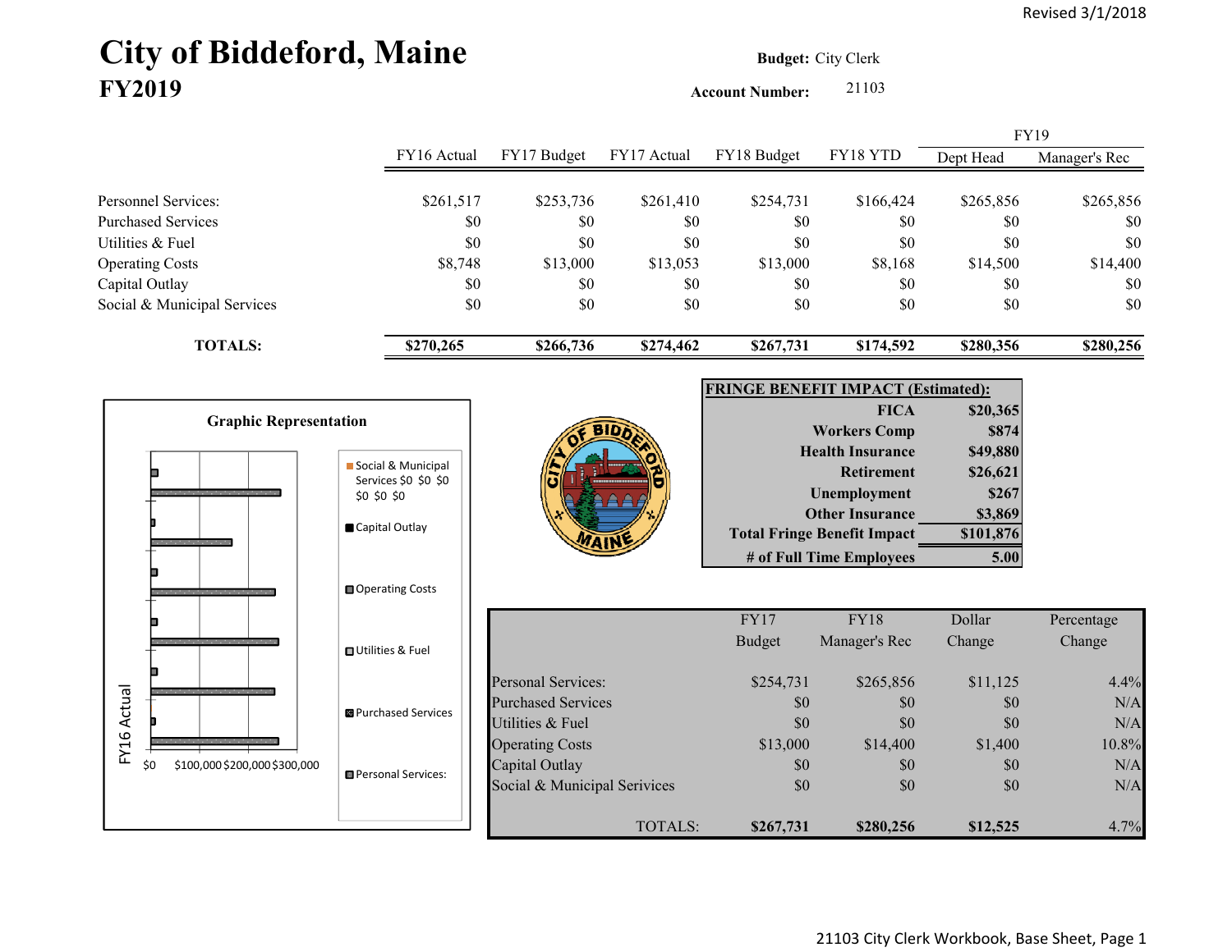Revised 3/1/2018

# City of Biddeford, Maine

## FY2019

**Budget:** City Clerk

**Account Number:** 21103

| | FY16 Actual | FY17 Budget | FY17 Actual | FY18 Budget | FY18 YTD | FY19 Dept Head | FY19 Manager's Rec |
|---|---|---|---|---|---|---|---|
| Personnel Services: | $261,517 | $253,736 | $261,410 | $254,731 | $166,424 | $265,856 | $265,856 |
| Purchased Services | $0 | $0 | $0 | $0 | $0 | $0 | $0 |
| Utilities & Fuel | $0 | $0 | $0 | $0 | $0 | $0 | $0 |
| Operating Costs | $8,748 | $13,000 | $13,053 | $13,000 | $8,168 | $14,500 | $14,400 |
| Capital Outlay | $0 | $0 | $0 | $0 | $0 | $0 | $0 |
| Social & Municipal Services | $0 | $0 | $0 | $0 | $0 | $0 | $0 |
| **TOTALS:** | **$270,265** | **$266,736** | **$274,462** | **$267,731** | **$174,592** | **$280,356** | **$280,256** |

**Graphic Representation**

| FRINGE BENEFIT IMPACT (Estimated): | |
|---|---|
| FICA | $20,365 |
| Workers Comp | $874 |
| Health Insurance | $49,880 |
| Retirement | $26,621 |
| Unemployment | $267 |
| Other Insurance | $3,869 |
| **Total Fringe Benefit Impact** | **$101,876** |
| **# of Full Time Employees** | **5.00** |

| | FY17 Budget | FY18 Manager's Rec | Dollar Change | Percentage Change |
|---|---|---|---|---|
| Personal Services: | $254,731 | $265,856 | $11,125 | 4.4% |
| Purchased Services | $0 | $0 | $0 | N/A |
| Utilities & Fuel | $0 | $0 | $0 | N/A |
| Operating Costs | $13,000 | $14,400 | $1,400 | 10.8% |
| Capital Outlay | $0 | $0 | $0 | N/A |
| Social & Municipal Services | $0 | $0 | $0 | N/A |
| TOTALS: | **$267,731** | **$280,256** | **$12,525** | 4.7% |

21103 City Clerk Workbook, Base Sheet, Page 1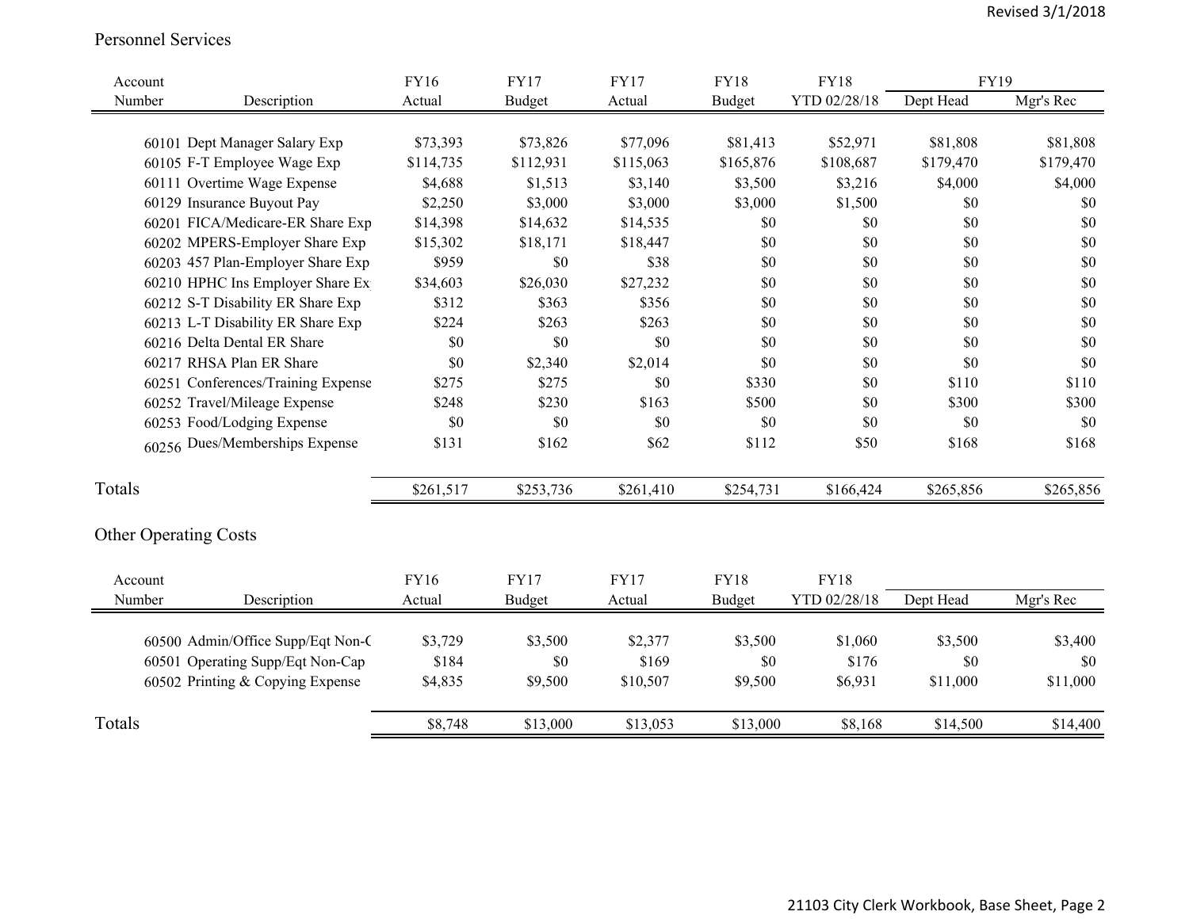## Personnel Services

| Account Number | Description | FY16 Actual | FY17 Budget | FY17 Actual | FY18 Budget | FY18 YTD 02/28/18 | FY19 Dept Head | FY19 Mgr's Rec |
|---|---|---|---|---|---|---|---|---|
| 60101 | Dept Manager Salary Exp | $73,393 | $73,826 | $77,096 | $81,413 | $52,971 | $81,808 | $81,808 |
| 60105 | F-T Employee Wage Exp | $114,735 | $112,931 | $115,063 | $165,876 | $108,687 | $179,470 | $179,470 |
| 60111 | Overtime Wage Expense | $4,688 | $1,513 | $3,140 | $3,500 | $3,216 | $4,000 | $4,000 |
| 60129 | Insurance Buyout Pay | $2,250 | $3,000 | $3,000 | $3,000 | $1,500 | $0 | $0 |
| 60201 | FICA/Medicare-ER Share Exp | $14,398 | $14,632 | $14,535 | $0 | $0 | $0 | $0 |
| 60202 | MPERS-Employer Share Exp | $15,302 | $18,171 | $18,447 | $0 | $0 | $0 | $0 |
| 60203 | 457 Plan-Employer Share Exp | $959 | $0 | $38 | $0 | $0 | $0 | $0 |
| 60210 | HPHC Ins Employer Share Ex | $34,603 | $26,030 | $27,232 | $0 | $0 | $0 | $0 |
| 60212 | S-T Disability ER Share Exp | $312 | $363 | $356 | $0 | $0 | $0 | $0 |
| 60213 | L-T Disability ER Share Exp | $224 | $263 | $263 | $0 | $0 | $0 | $0 |
| 60216 | Delta Dental ER Share | $0 | $0 | $0 | $0 | $0 | $0 | $0 |
| 60217 | RHSA Plan ER Share | $0 | $2,340 | $2,014 | $0 | $0 | $0 | $0 |
| 60251 | Conferences/Training Expense | $275 | $275 | $0 | $330 | $0 | $110 | $110 |
| 60252 | Travel/Mileage Expense | $248 | $230 | $163 | $500 | $0 | $300 | $300 |
| 60253 | Food/Lodging Expense | $0 | $0 | $0 | $0 | $0 | $0 | $0 |
| 60256 | Dues/Memberships Expense | $131 | $162 | $62 | $112 | $50 | $168 | $168 |
| **Totals** | | $261,517 | $253,736 | $261,410 | $254,731 | $166,424 | $265,856 | $265,856 |

## Other Operating Costs

| Account Number | Description | FY16 Actual | FY17 Budget | FY17 Actual | FY18 Budget | FY18 YTD 02/28/18 | Dept Head | Mgr's Rec |
|---|---|---|---|---|---|---|---|---|
| 60500 | Admin/Office Supp/Eqt Non-C | $3,729 | $3,500 | $2,377 | $3,500 | $1,060 | $3,500 | $3,400 |
| 60501 | Operating Supp/Eqt Non-Cap | $184 | $0 | $169 | $0 | $176 | $0 | $0 |
| 60502 | Printing & Copying Expense | $4,835 | $9,500 | $10,507 | $9,500 | $6,931 | $11,000 | $11,000 |
| **Totals** | | $8,748 | $13,000 | $13,053 | $13,000 | $8,168 | $14,500 | $14,400 |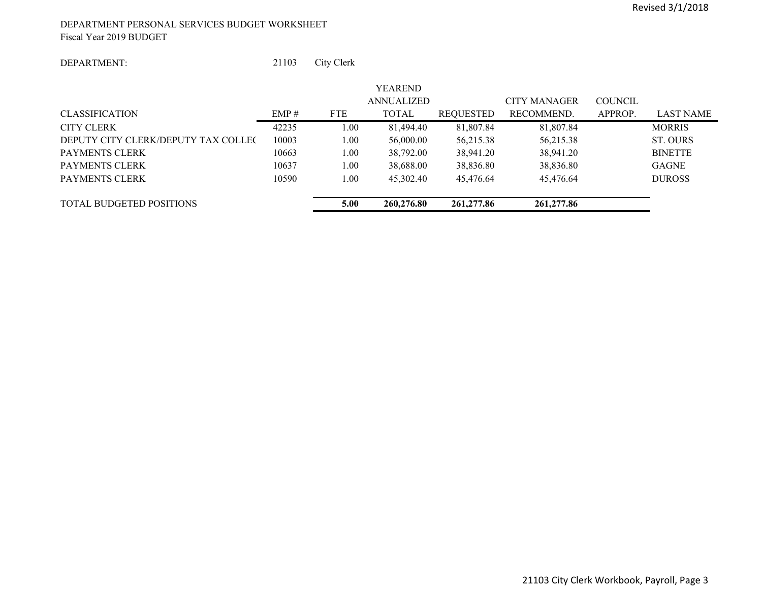DEPARTMENT PERSONAL SERVICES BUDGET WORKSHEET
Fiscal Year 2019 BUDGET

DEPARTMENT: 21103 City Clerk

| CLASSIFICATION | EMP # | FTE | YEAREND ANNUALIZED TOTAL | REQUESTED | CITY MANAGER RECOMMEND. | COUNCIL APPROP. | LAST NAME |
|---|---|---|---|---|---|---|---|
| CITY CLERK | 42235 | 1.00 | 81,494.40 | 81,807.84 | 81,807.84 | | MORRIS |
| DEPUTY CITY CLERK/DEPUTY TAX COLLEC | 10003 | 1.00 | 56,000.00 | 56,215.38 | 56,215.38 | | ST. OURS |
| PAYMENTS CLERK | 10663 | 1.00 | 38,792.00 | 38,941.20 | 38,941.20 | | BINETTE |
| PAYMENTS CLERK | 10637 | 1.00 | 38,688.00 | 38,836.80 | 38,836.80 | | GAGNE |
| PAYMENTS CLERK | 10590 | 1.00 | 45,302.40 | 45,476.64 | 45,476.64 | | DUROSS |
| TOTAL BUDGETED POSITIONS | | **5.00** | **260,276.80** | **261,277.86** | **261,277.86** | | |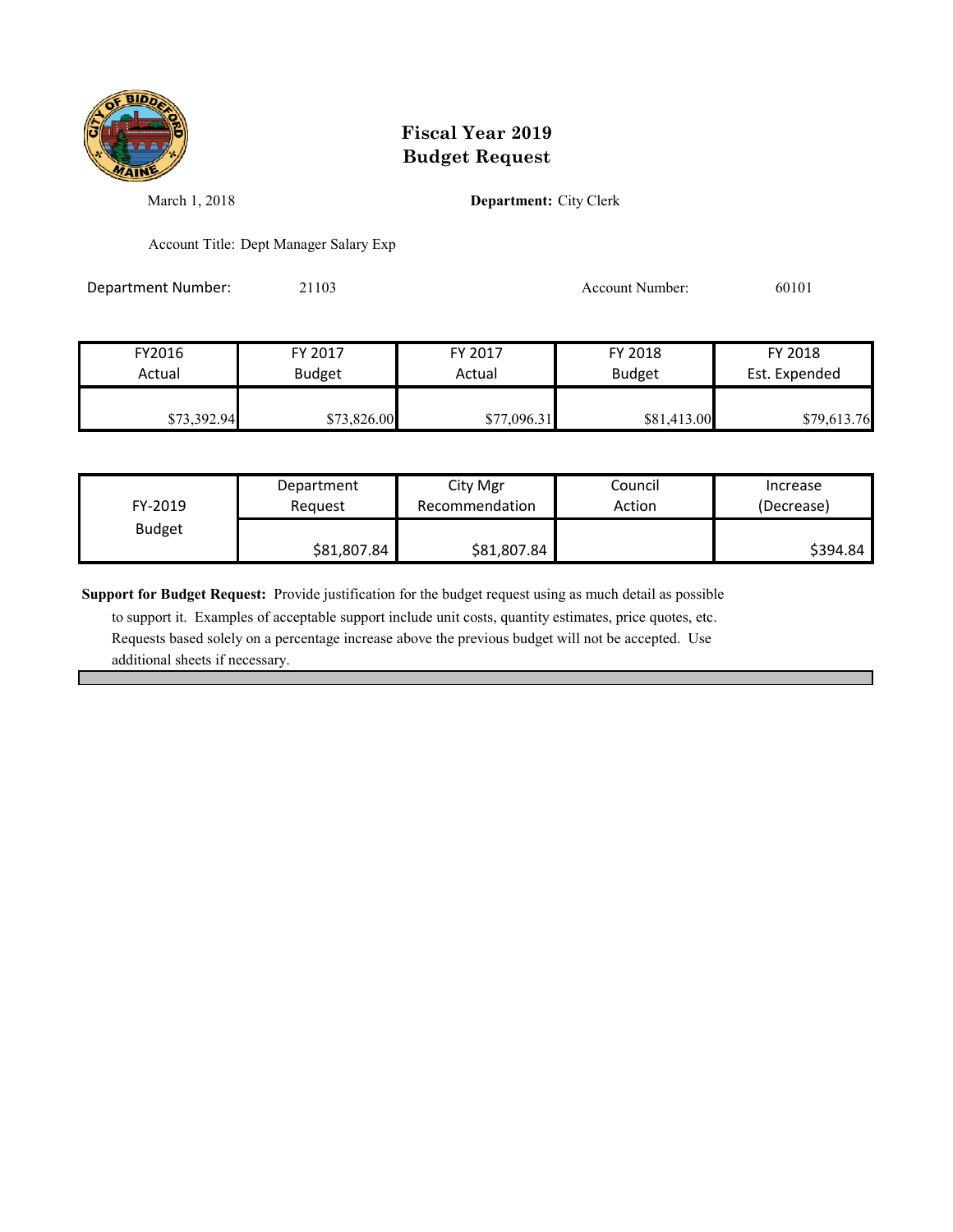# Fiscal Year 2019
# Budget Request

March 1, 2018

**Department:** City Clerk

Account Title: Dept Manager Salary Exp

Department Number: 21103

Account Number: 60101

| FY2016 Actual | FY 2017 Budget | FY 2017 Actual | FY 2018 Budget | FY 2018 Est. Expended |
|---|---|---|---|---|
| $73,392.94 | $73,826.00 | $77,096.31 | $81,413.00 | $79,613.76 |

| FY-2019 Budget | Department Request | City Mgr Recommendation | Council Action | Increase (Decrease) |
|---|---|---|---|---|
| | $81,807.84 | $81,807.84 | | $394.84 |

**Support for Budget Request:** Provide justification for the budget request using as much detail as possible to support it. Examples of acceptable support include unit costs, quantity estimates, price quotes, etc. Requests based solely on a percentage increase above the previous budget will not be accepted. Use additional sheets if necessary.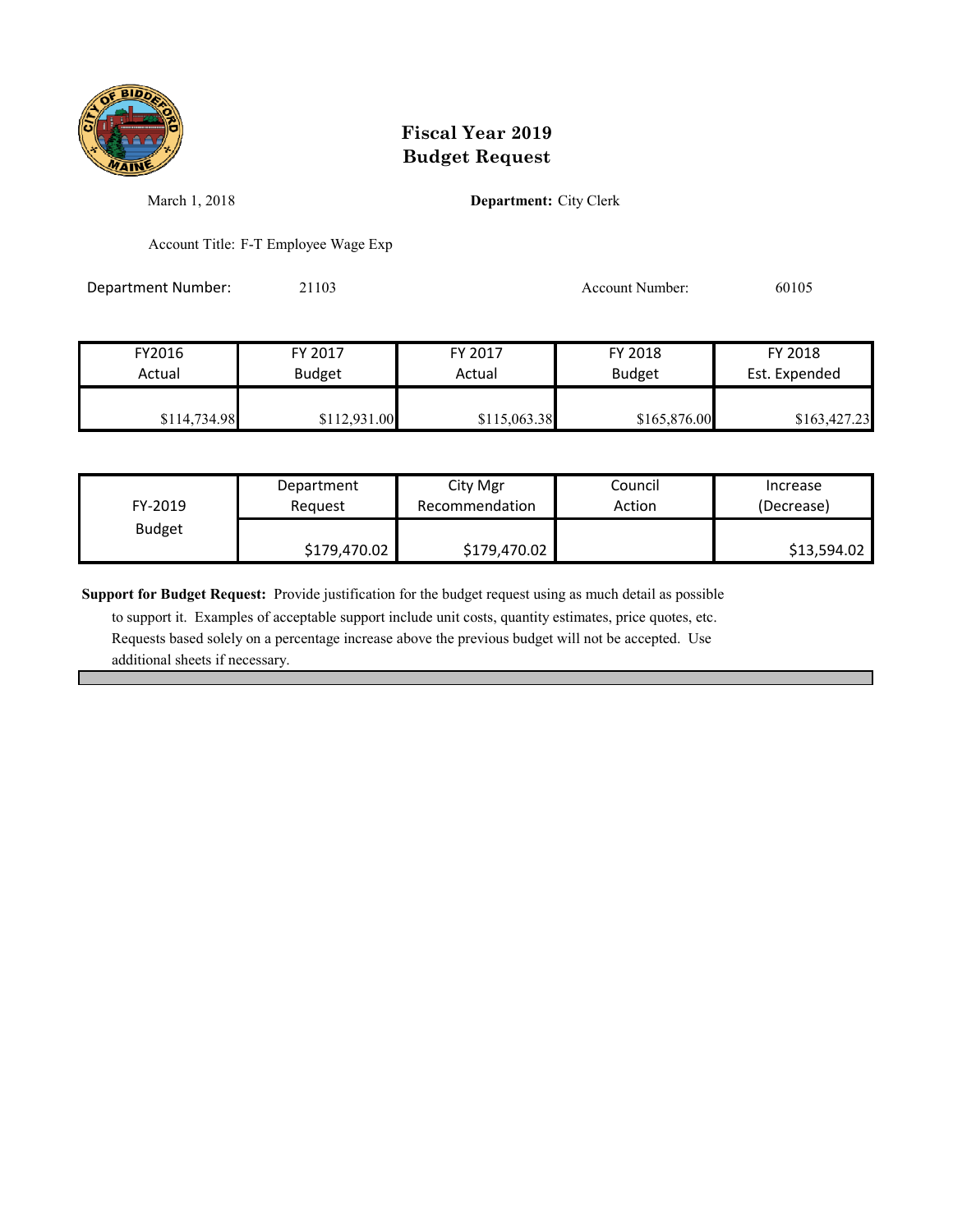# Fiscal Year 2019
# Budget Request

March 1, 2018

**Department:** City Clerk

Account Title: F-T Employee Wage Exp

Department Number: 21103

Account Number: 60105

| FY2016 Actual | FY 2017 Budget | FY 2017 Actual | FY 2018 Budget | FY 2018 Est. Expended |
|---|---|---|---|---|
| $114,734.98 | $112,931.00 | $115,063.38 | $165,876.00 | $163,427.23 |

| FY-2019 Budget | Department Request | City Mgr Recommendation | Council Action | Increase (Decrease) |
|---|---|---|---|---|
| | $179,470.02 | $179,470.02 | | $13,594.02 |

**Support for Budget Request:** Provide justification for the budget request using as much detail as possible to support it. Examples of acceptable support include unit costs, quantity estimates, price quotes, etc. Requests based solely on a percentage increase above the previous budget will not be accepted. Use additional sheets if necessary.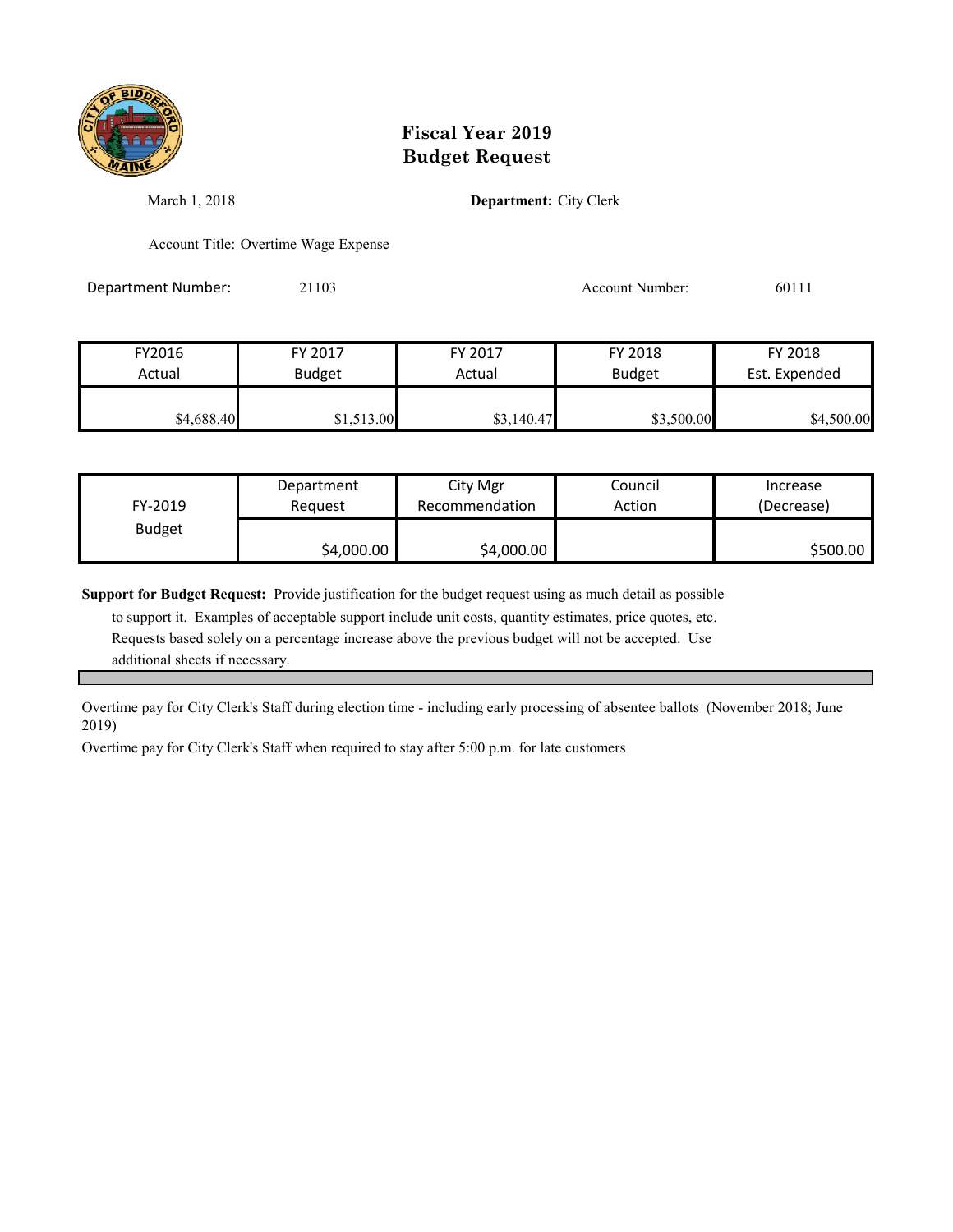# Fiscal Year 2019
# Budget Request

March 1, 2018

**Department:** City Clerk

Account Title: Overtime Wage Expense

Department Number: 21103

Account Number: 60111

| FY2016 Actual | FY 2017 Budget | FY 2017 Actual | FY 2018 Budget | FY 2018 Est. Expended |
|---|---|---|---|---|
| $4,688.40 | $1,513.00 | $3,140.47 | $3,500.00 | $4,500.00 |

| FY-2019 Budget | Department Request | City Mgr Recommendation | Council Action | Increase (Decrease) |
|---|---|---|---|---|
| | $4,000.00 | $4,000.00 | | $500.00 |

**Support for Budget Request:** Provide justification for the budget request using as much detail as possible to support it. Examples of acceptable support include unit costs, quantity estimates, price quotes, etc. Requests based solely on a percentage increase above the previous budget will not be accepted. Use additional sheets if necessary.

Overtime pay for City Clerk's Staff during election time - including early processing of absentee ballots (November 2018; June 2019)

Overtime pay for City Clerk's Staff when required to stay after 5:00 p.m. for late customers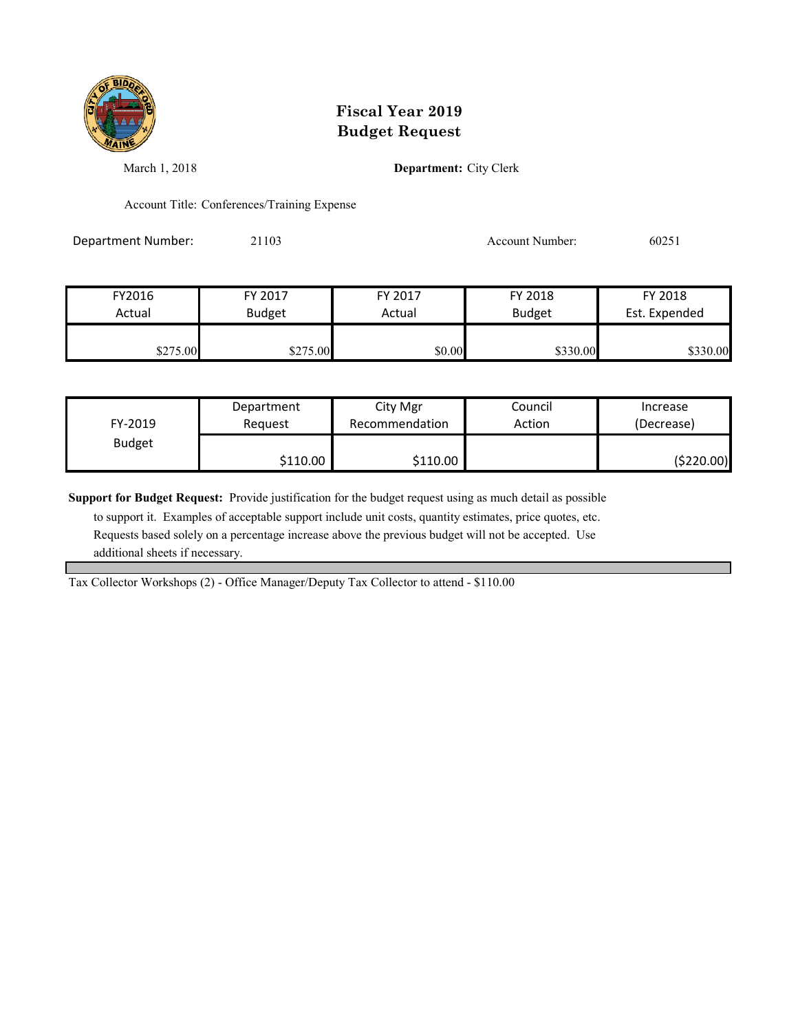# Fiscal Year 2019
# Budget Request

March 1, 2018

**Department:** City Clerk

Account Title: Conferences/Training Expense

Department Number: 21103

Account Number: 60251

| FY2016 Actual | FY 2017 Budget | FY 2017 Actual | FY 2018 Budget | FY 2018 Est. Expended |
|---|---|---|---|---|
| $275.00 | $275.00 | $0.00 | $330.00 | $330.00 |

| FY-2019 Budget | Department Request | City Mgr Recommendation | Council Action | Increase (Decrease) |
|---|---|---|---|---|
| | $110.00 | $110.00 | | ($220.00) |

**Support for Budget Request:** Provide justification for the budget request using as much detail as possible to support it. Examples of acceptable support include unit costs, quantity estimates, price quotes, etc. Requests based solely on a percentage increase above the previous budget will not be accepted. Use additional sheets if necessary.

Tax Collector Workshops (2) - Office Manager/Deputy Tax Collector to attend - $110.00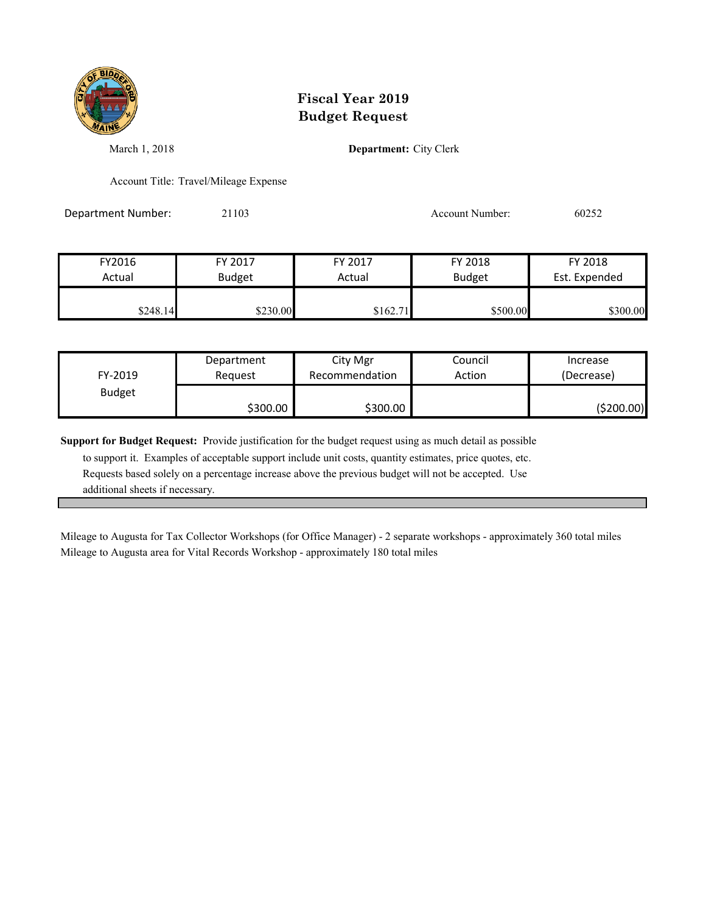# Fiscal Year 2019 Budget Request

March 1, 2018

**Department:** City Clerk

Account Title: Travel/Mileage Expense

Department Number: 21103

Account Number: 60252

| FY2016 Actual | FY 2017 Budget | FY 2017 Actual | FY 2018 Budget | FY 2018 Est. Expended |
|---|---|---|---|---|
| $248.14 | $230.00 | $162.71 | $500.00 | $300.00 |

| FY-2019 Budget | Department Request | City Mgr Recommendation | Council Action | Increase (Decrease) |
|---|---|---|---|---|
| | $300.00 | $300.00 | | ($200.00) |

**Support for Budget Request:** Provide justification for the budget request using as much detail as possible to support it. Examples of acceptable support include unit costs, quantity estimates, price quotes, etc. Requests based solely on a percentage increase above the previous budget will not be accepted. Use additional sheets if necessary.

Mileage to Augusta for Tax Collector Workshops (for Office Manager) - 2 separate workshops - approximately 360 total miles
Mileage to Augusta area for Vital Records Workshop - approximately 180 total miles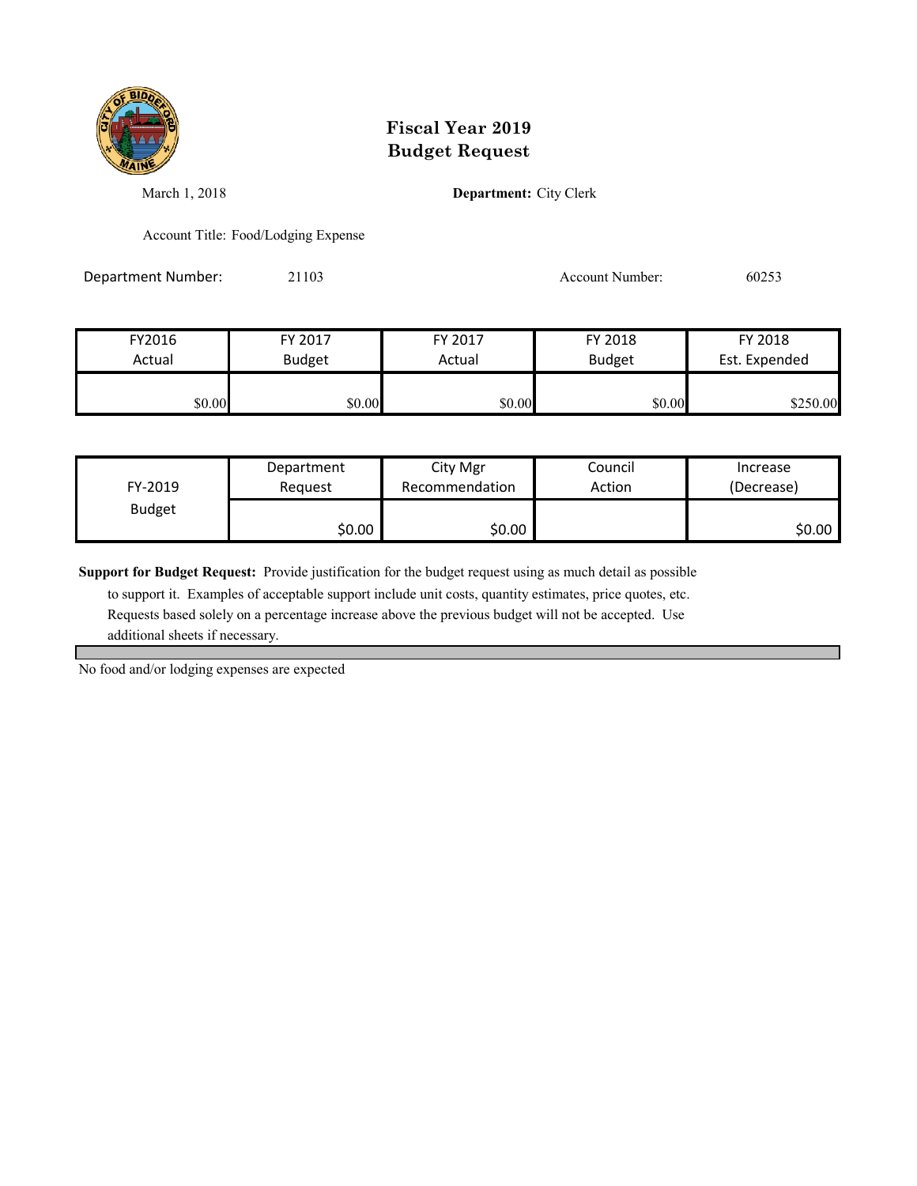# Fiscal Year 2019
# Budget Request

March 1, 2018

**Department:** City Clerk

Account Title: Food/Lodging Expense

Department Number: 21103

Account Number: 60253

| FY2016 Actual | FY 2017 Budget | FY 2017 Actual | FY 2018 Budget | FY 2018 Est. Expended |
|---|---|---|---|---|
| $0.00 | $0.00 | $0.00 | $0.00 | $250.00 |

| FY-2019 Budget | Department Request | City Mgr Recommendation | Council Action | Increase (Decrease) |
|---|---|---|---|---|
| | $0.00 | $0.00 | | $0.00 |

**Support for Budget Request:** Provide justification for the budget request using as much detail as possible to support it. Examples of acceptable support include unit costs, quantity estimates, price quotes, etc. Requests based solely on a percentage increase above the previous budget will not be accepted. Use additional sheets if necessary.

No food and/or lodging expenses are expected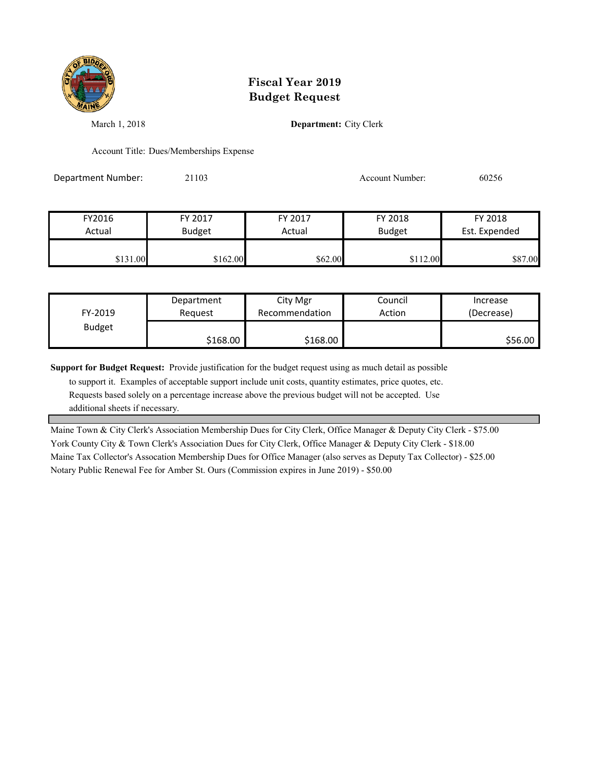# Fiscal Year 2019
# Budget Request

March 1, 2018

**Department:** City Clerk

Account Title: Dues/Memberships Expense

Department Number: 21103

Account Number: 60256

| FY2016 Actual | FY 2017 Budget | FY 2017 Actual | FY 2018 Budget | FY 2018 Est. Expended |
|---|---|---|---|---|
| $131.00 | $162.00 | $62.00 | $112.00 | $87.00 |

| FY-2019 Budget | Department Request | City Mgr Recommendation | Council Action | Increase (Decrease) |
|---|---|---|---|---|
| | $168.00 | $168.00 | | $56.00 |

**Support for Budget Request:** Provide justification for the budget request using as much detail as possible to support it. Examples of acceptable support include unit costs, quantity estimates, price quotes, etc. Requests based solely on a percentage increase above the previous budget will not be accepted. Use additional sheets if necessary.

Maine Town & City Clerk's Association Membership Dues for City Clerk, Office Manager & Deputy City Clerk - $75.00
York County City & Town Clerk's Association Dues for City Clerk, Office Manager & Deputy City Clerk - $18.00
Maine Tax Collector's Assocation Membership Dues for Office Manager (also serves as Deputy Tax Collector) - $25.00
Notary Public Renewal Fee for Amber St. Ours (Commission expires in June 2019) - $50.00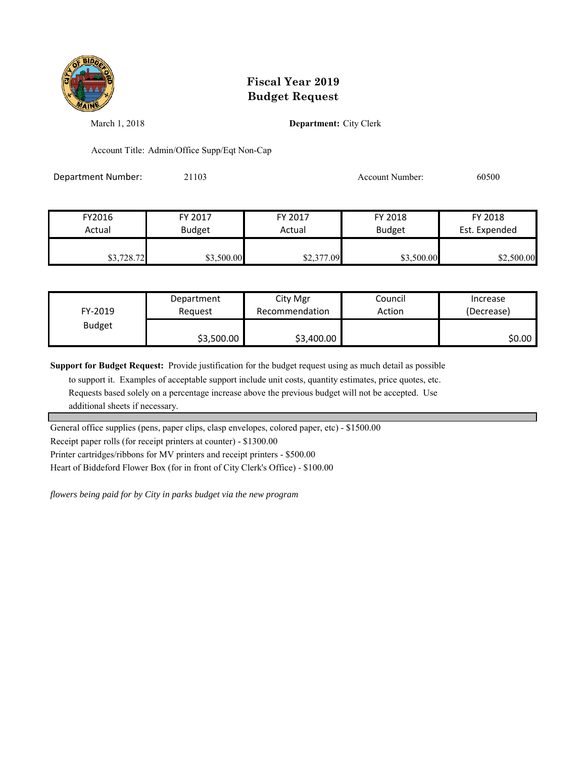# Fiscal Year 2019
# Budget Request

March 1, 2018

**Department:** City Clerk

Account Title: Admin/Office Supp/Eqt Non-Cap

Department Number: 21103

Account Number: 60500

| FY2016 Actual | FY 2017 Budget | FY 2017 Actual | FY 2018 Budget | FY 2018 Est. Expended |
|---|---|---|---|---|
| $3,728.72 | $3,500.00 | $2,377.09 | $3,500.00 | $2,500.00 |

| FY-2019 Budget | Department Request | City Mgr Recommendation | Council Action | Increase (Decrease) |
|---|---|---|---|---|
| | $3,500.00 | $3,400.00 | | $0.00 |

**Support for Budget Request:** Provide justification for the budget request using as much detail as possible to support it. Examples of acceptable support include unit costs, quantity estimates, price quotes, etc. Requests based solely on a percentage increase above the previous budget will not be accepted. Use additional sheets if necessary.

General office supplies (pens, paper clips, clasp envelopes, colored paper, etc) - $1500.00

Receipt paper rolls (for receipt printers at counter) - $1300.00

Printer cartridges/ribbons for MV printers and receipt printers - $500.00

Heart of Biddeford Flower Box (for in front of City Clerk's Office) - $100.00

*flowers being paid for by City in parks budget via the new program*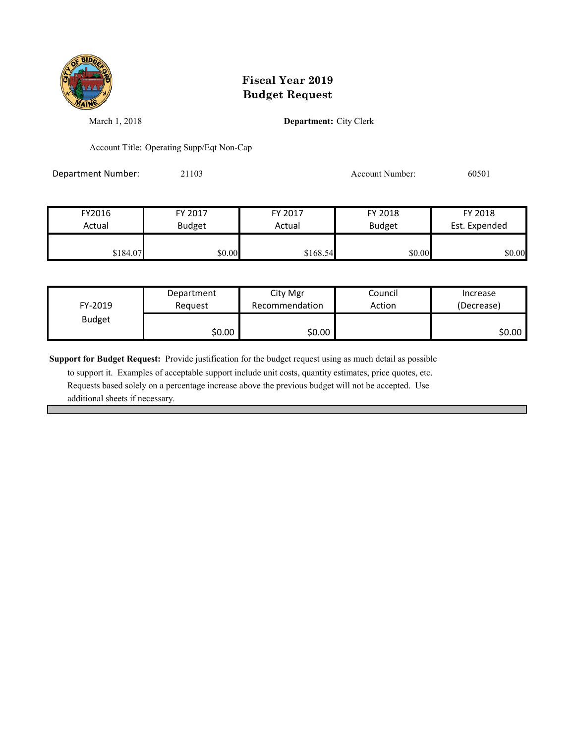# Fiscal Year 2019
# Budget Request

March 1, 2018

**Department:** City Clerk

Account Title: Operating Supp/Eqt Non-Cap

Department Number: 21103

Account Number: 60501

| FY2016 Actual | FY 2017 Budget | FY 2017 Actual | FY 2018 Budget | FY 2018 Est. Expended |
|---|---|---|---|---|
| $184.07 | $0.00 | $168.54 | $0.00 | $0.00 |

| FY-2019 Budget | Department Request | City Mgr Recommendation | Council Action | Increase (Decrease) |
|---|---|---|---|---|
| | $0.00 | $0.00 | | $0.00 |

**Support for Budget Request:** Provide justification for the budget request using as much detail as possible to support it. Examples of acceptable support include unit costs, quantity estimates, price quotes, etc. Requests based solely on a percentage increase above the previous budget will not be accepted. Use additional sheets if necessary.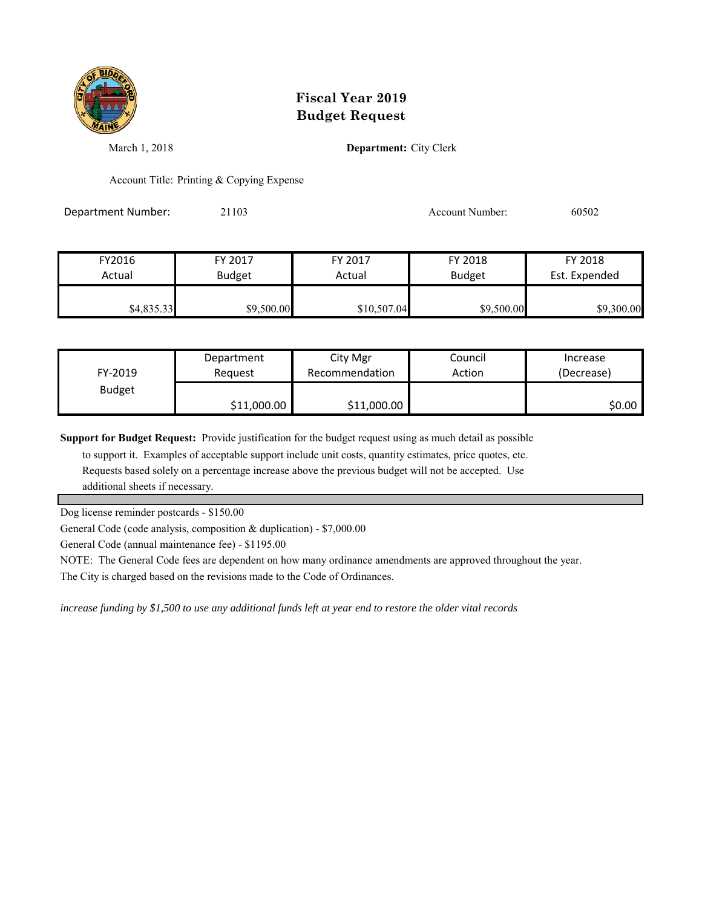# Fiscal Year 2019
# Budget Request

March 1, 2018

**Department:** City Clerk

Account Title: Printing & Copying Expense

Department Number: 21103

Account Number: 60502

| FY2016 Actual | FY 2017 Budget | FY 2017 Actual | FY 2018 Budget | FY 2018 Est. Expended |
|---|---|---|---|---|
| $4,835.33 | $9,500.00 | $10,507.04 | $9,500.00 | $9,300.00 |

| FY-2019 Budget | Department Request | City Mgr Recommendation | Council Action | Increase (Decrease) |
|---|---|---|---|---|
| | $11,000.00 | $11,000.00 | | $0.00 |

**Support for Budget Request:** Provide justification for the budget request using as much detail as possible to support it. Examples of acceptable support include unit costs, quantity estimates, price quotes, etc. Requests based solely on a percentage increase above the previous budget will not be accepted. Use additional sheets if necessary.

Dog license reminder postcards - $150.00

General Code (code analysis, composition & duplication) - $7,000.00

General Code (annual maintenance fee) - $1195.00

NOTE: The General Code fees are dependent on how many ordinance amendments are approved throughout the year. The City is charged based on the revisions made to the Code of Ordinances.

*increase funding by $1,500 to use any additional funds left at year end to restore the older vital records*